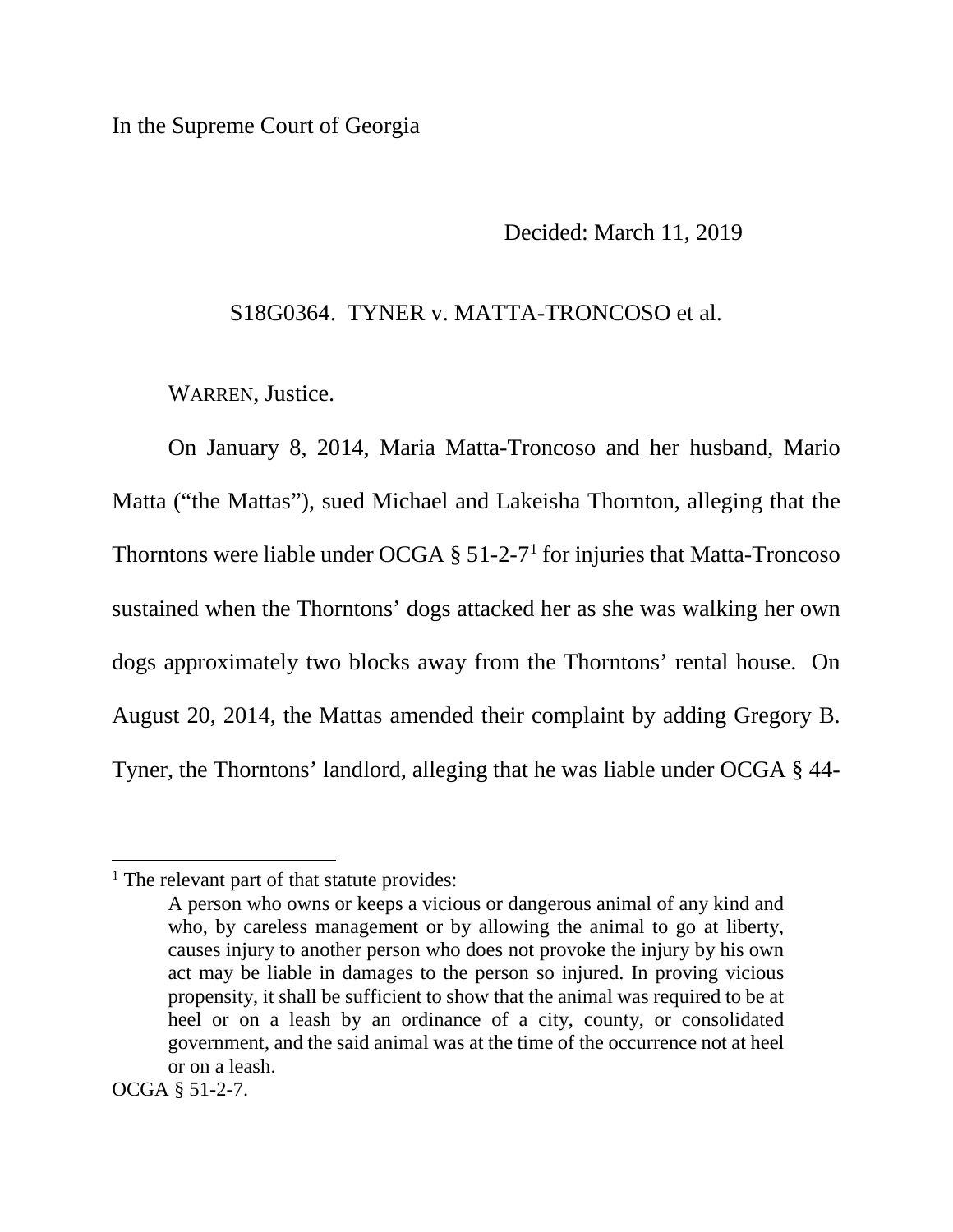In the Supreme Court of Georgia

Decided: March 11, 2019

S18G0364. TYNER v. MATTA-TRONCOSO et al.

WARREN, Justice.

On January 8, 2014, Maria Matta-Troncoso and her husband, Mario Matta ("the Mattas"), sued Michael and Lakeisha Thornton, alleging that the Thorntons were liable under OCGA § 51-2-7[1] for injuries that Matta-Troncoso sustained when the Thorntons' dogs attacked her as she was walking her own dogs approximately two blocks away from the Thorntons' rental house. On August 20, 2014, the Mattas amended their complaint by adding Gregory B. Tyner, the Thorntons' landlord, alleging that he was liable under OCGA § 44-

---

[1] The relevant part of that statute provides:

> A person who owns or keeps a vicious or dangerous animal of any kind and who, by careless management or by allowing the animal to go at liberty, causes injury to another person who does not provoke the injury by his own act may be liable in damages to the person so injured. In proving vicious propensity, it shall be sufficient to show that the animal was required to be at heel or on a leash by an ordinance of a city, county, or consolidated government, and the said animal was at the time of the occurrence not at heel or on a leash.

OCGA § 51-2-7.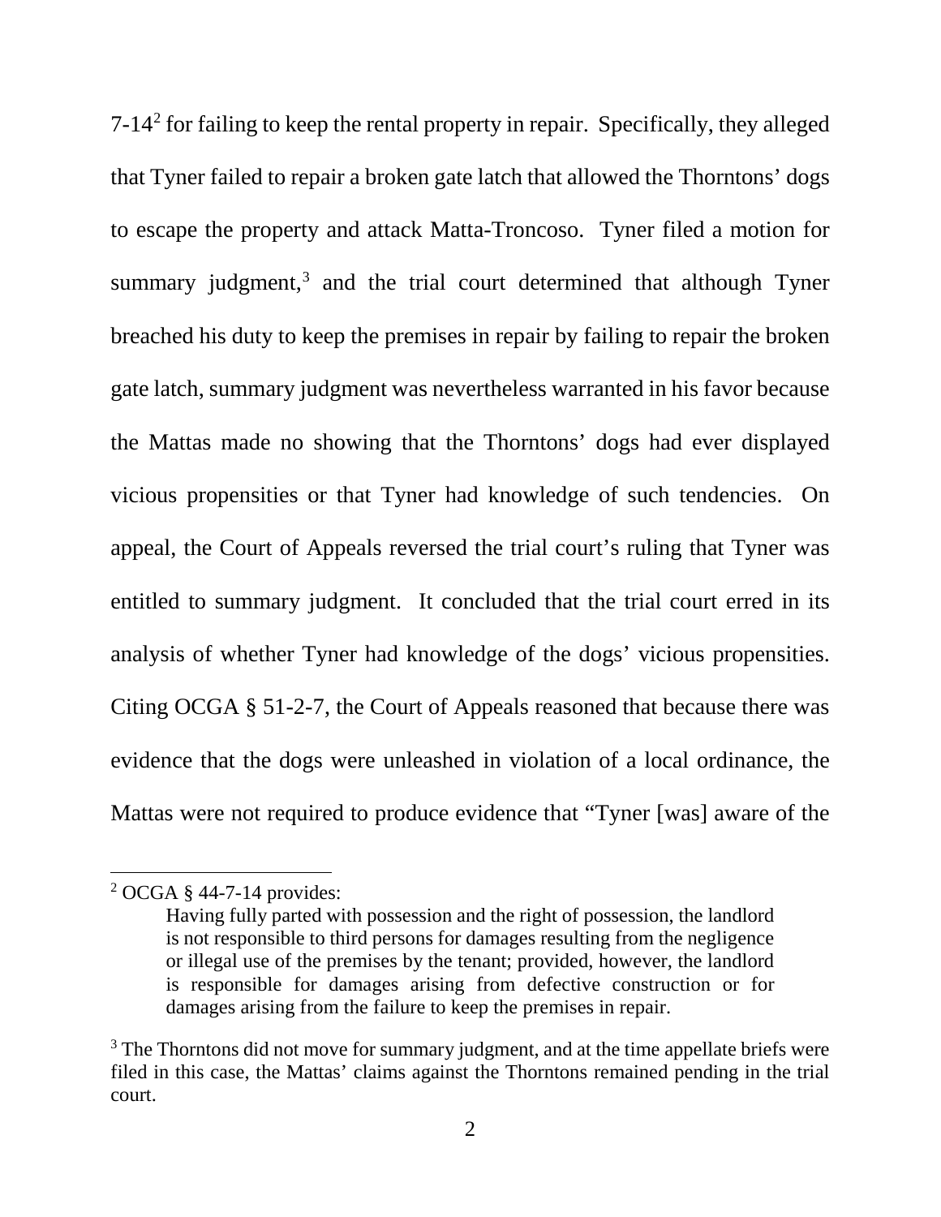7-14[2] for failing to keep the rental property in repair. Specifically, they alleged that Tyner failed to repair a broken gate latch that allowed the Thorntons' dogs to escape the property and attack Matta-Troncoso. Tyner filed a motion for summary judgment,[3] and the trial court determined that although Tyner breached his duty to keep the premises in repair by failing to repair the broken gate latch, summary judgment was nevertheless warranted in his favor because the Mattas made no showing that the Thorntons' dogs had ever displayed vicious propensities or that Tyner had knowledge of such tendencies. On appeal, the Court of Appeals reversed the trial court's ruling that Tyner was entitled to summary judgment. It concluded that the trial court erred in its analysis of whether Tyner had knowledge of the dogs' vicious propensities. Citing OCGA § 51-2-7, the Court of Appeals reasoned that because there was evidence that the dogs were unleashed in violation of a local ordinance, the Mattas were not required to produce evidence that "Tyner [was] aware of the

---

[2] OCGA § 44-7-14 provides:

> Having fully parted with possession and the right of possession, the landlord is not responsible to third persons for damages resulting from the negligence or illegal use of the premises by the tenant; provided, however, the landlord is responsible for damages arising from defective construction or for damages arising from the failure to keep the premises in repair.

[3] The Thorntons did not move for summary judgment, and at the time appellate briefs were filed in this case, the Mattas' claims against the Thorntons remained pending in the trial court.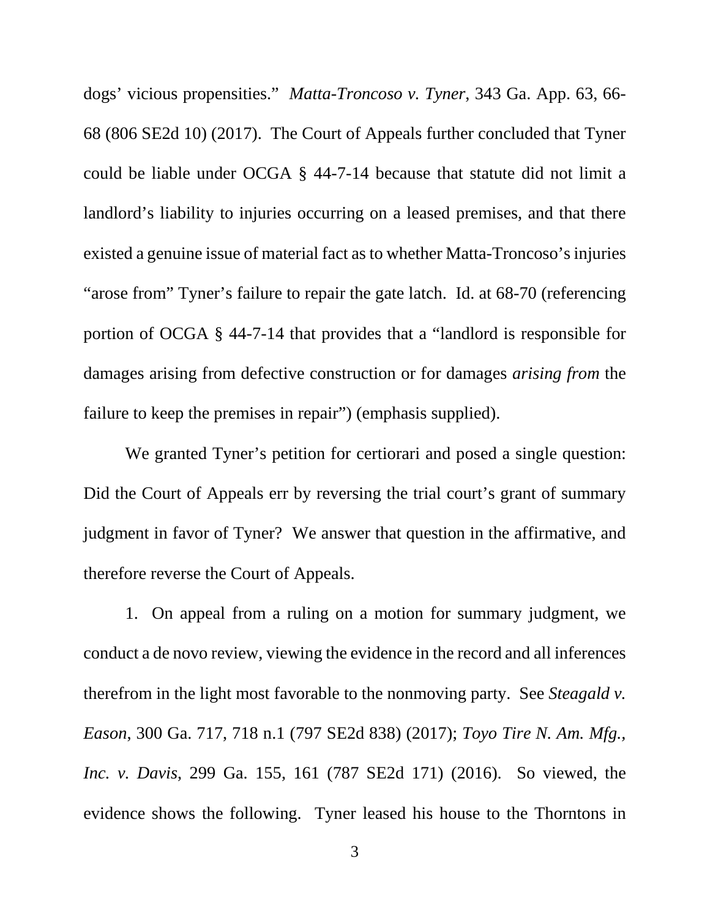dogs' vicious propensities." *Matta-Troncoso v. Tyner*, 343 Ga. App. 63, 66-68 (806 SE2d 10) (2017). The Court of Appeals further concluded that Tyner could be liable under OCGA § 44-7-14 because that statute did not limit a landlord's liability to injuries occurring on a leased premises, and that there existed a genuine issue of material fact as to whether Matta-Troncoso's injuries "arose from" Tyner's failure to repair the gate latch. Id. at 68-70 (referencing portion of OCGA § 44-7-14 that provides that a "landlord is responsible for damages arising from defective construction or for damages *arising from* the failure to keep the premises in repair") (emphasis supplied).

We granted Tyner's petition for certiorari and posed a single question: Did the Court of Appeals err by reversing the trial court's grant of summary judgment in favor of Tyner? We answer that question in the affirmative, and therefore reverse the Court of Appeals.

1. On appeal from a ruling on a motion for summary judgment, we conduct a de novo review, viewing the evidence in the record and all inferences therefrom in the light most favorable to the nonmoving party. See *Steagald v. Eason*, 300 Ga. 717, 718 n.1 (797 SE2d 838) (2017); *Toyo Tire N. Am. Mfg., Inc. v. Davis*, 299 Ga. 155, 161 (787 SE2d 171) (2016). So viewed, the evidence shows the following. Tyner leased his house to the Thorntons in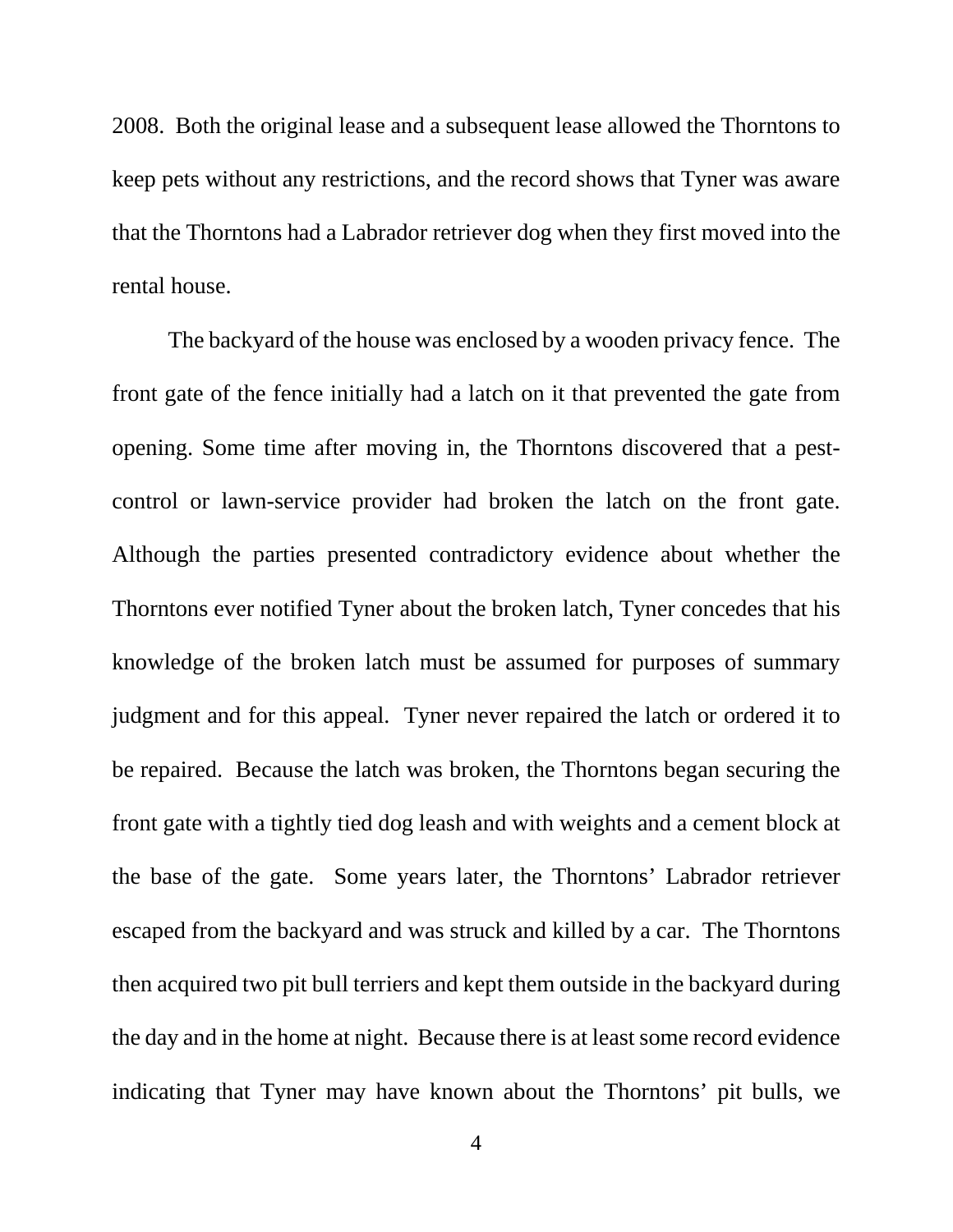2008. Both the original lease and a subsequent lease allowed the Thorntons to keep pets without any restrictions, and the record shows that Tyner was aware that the Thorntons had a Labrador retriever dog when they first moved into the rental house.

The backyard of the house was enclosed by a wooden privacy fence. The front gate of the fence initially had a latch on it that prevented the gate from opening. Some time after moving in, the Thorntons discovered that a pest-control or lawn-service provider had broken the latch on the front gate. Although the parties presented contradictory evidence about whether the Thorntons ever notified Tyner about the broken latch, Tyner concedes that his knowledge of the broken latch must be assumed for purposes of summary judgment and for this appeal. Tyner never repaired the latch or ordered it to be repaired. Because the latch was broken, the Thorntons began securing the front gate with a tightly tied dog leash and with weights and a cement block at the base of the gate. Some years later, the Thorntons' Labrador retriever escaped from the backyard and was struck and killed by a car. The Thorntons then acquired two pit bull terriers and kept them outside in the backyard during the day and in the home at night. Because there is at least some record evidence indicating that Tyner may have known about the Thorntons' pit bulls, we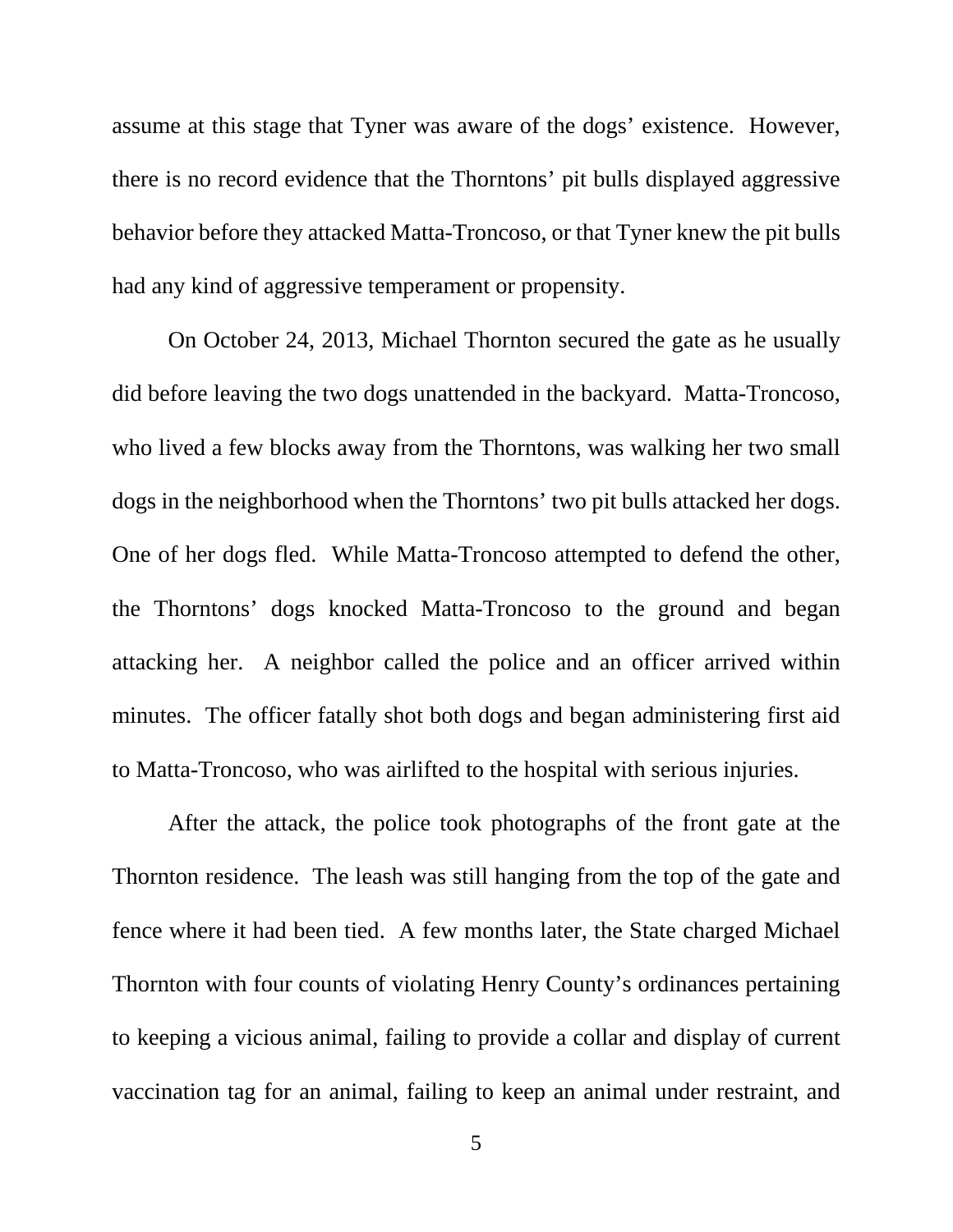assume at this stage that Tyner was aware of the dogs' existence. However, there is no record evidence that the Thorntons' pit bulls displayed aggressive behavior before they attacked Matta-Troncoso, or that Tyner knew the pit bulls had any kind of aggressive temperament or propensity.

On October 24, 2013, Michael Thornton secured the gate as he usually did before leaving the two dogs unattended in the backyard. Matta-Troncoso, who lived a few blocks away from the Thorntons, was walking her two small dogs in the neighborhood when the Thorntons' two pit bulls attacked her dogs. One of her dogs fled. While Matta-Troncoso attempted to defend the other, the Thorntons' dogs knocked Matta-Troncoso to the ground and began attacking her. A neighbor called the police and an officer arrived within minutes. The officer fatally shot both dogs and began administering first aid to Matta-Troncoso, who was airlifted to the hospital with serious injuries.

After the attack, the police took photographs of the front gate at the Thornton residence. The leash was still hanging from the top of the gate and fence where it had been tied. A few months later, the State charged Michael Thornton with four counts of violating Henry County's ordinances pertaining to keeping a vicious animal, failing to provide a collar and display of current vaccination tag for an animal, failing to keep an animal under restraint, and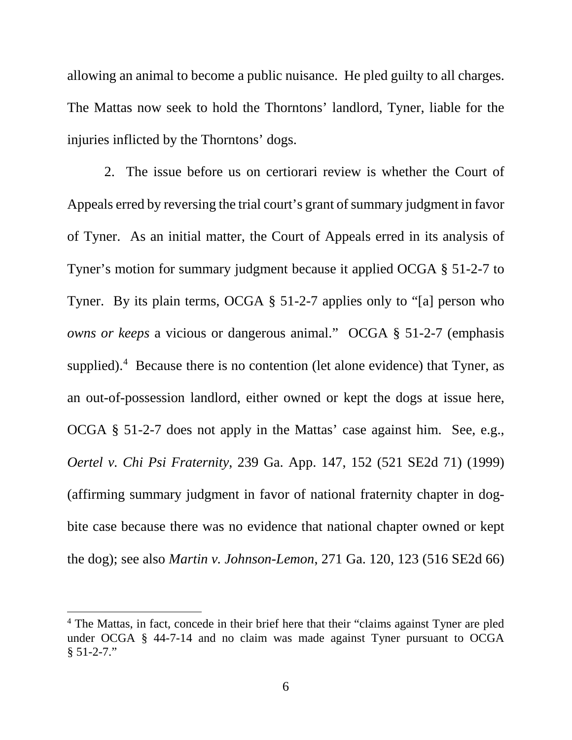allowing an animal to become a public nuisance. He pled guilty to all charges. The Mattas now seek to hold the Thorntons' landlord, Tyner, liable for the injuries inflicted by the Thorntons' dogs.

2. The issue before us on certiorari review is whether the Court of Appeals erred by reversing the trial court's grant of summary judgment in favor of Tyner. As an initial matter, the Court of Appeals erred in its analysis of Tyner's motion for summary judgment because it applied OCGA § 51-2-7 to Tyner. By its plain terms, OCGA § 51-2-7 applies only to "[a] person who *owns or keeps* a vicious or dangerous animal." OCGA § 51-2-7 (emphasis supplied).[4] Because there is no contention (let alone evidence) that Tyner, as an out-of-possession landlord, either owned or kept the dogs at issue here, OCGA § 51-2-7 does not apply in the Mattas' case against him. See, e.g., *Oertel v. Chi Psi Fraternity*, 239 Ga. App. 147, 152 (521 SE2d 71) (1999) (affirming summary judgment in favor of national fraternity chapter in dog-bite case because there was no evidence that national chapter owned or kept the dog); see also *Martin v. Johnson-Lemon*, 271 Ga. 120, 123 (516 SE2d 66)

[4] The Mattas, in fact, concede in their brief here that their "claims against Tyner are pled under OCGA § 44-7-14 and no claim was made against Tyner pursuant to OCGA § 51-2-7."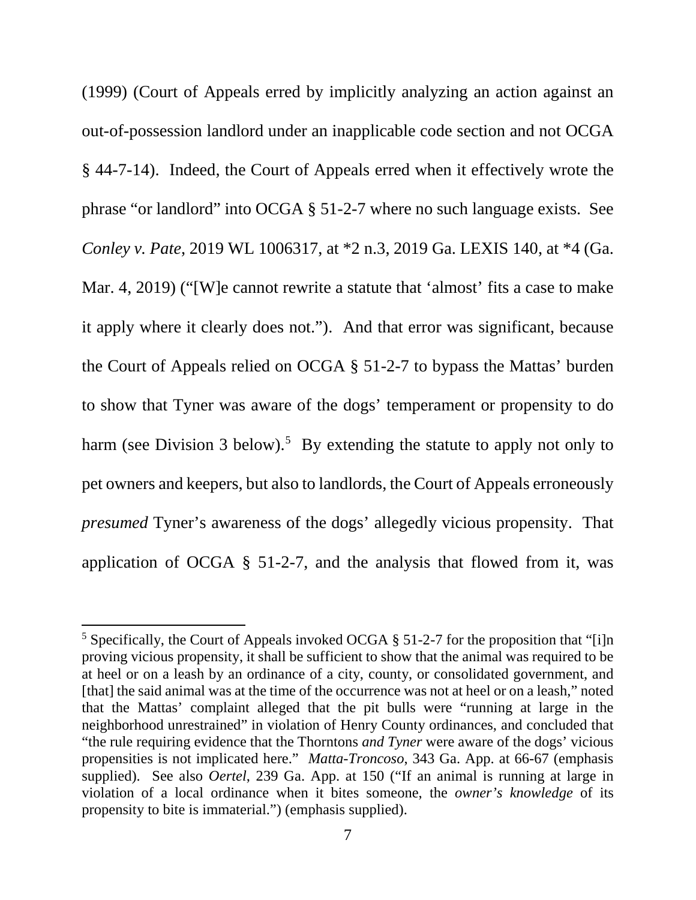(1999) (Court of Appeals erred by implicitly analyzing an action against an out-of-possession landlord under an inapplicable code section and not OCGA § 44-7-14). Indeed, the Court of Appeals erred when it effectively wrote the phrase "or landlord" into OCGA § 51-2-7 where no such language exists. See *Conley v. Pate*, 2019 WL 1006317, at *2 n.3, 2019 Ga. LEXIS 140, at *4 (Ga. Mar. 4, 2019) ("[W]e cannot rewrite a statute that 'almost' fits a case to make it apply where it clearly does not."). And that error was significant, because the Court of Appeals relied on OCGA § 51-2-7 to bypass the Mattas' burden to show that Tyner was aware of the dogs' temperament or propensity to do harm (see Division 3 below).[5] By extending the statute to apply not only to pet owners and keepers, but also to landlords, the Court of Appeals erroneously *presumed* Tyner's awareness of the dogs' allegedly vicious propensity. That application of OCGA § 51-2-7, and the analysis that flowed from it, was

---

[5] Specifically, the Court of Appeals invoked OCGA § 51-2-7 for the proposition that "[i]n proving vicious propensity, it shall be sufficient to show that the animal was required to be at heel or on a leash by an ordinance of a city, county, or consolidated government, and [that] the said animal was at the time of the occurrence was not at heel or on a leash," noted that the Mattas' complaint alleged that the pit bulls were "running at large in the neighborhood unrestrained" in violation of Henry County ordinances, and concluded that "the rule requiring evidence that the Thorntons *and Tyner* were aware of the dogs' vicious propensities is not implicated here." *Matta-Troncoso*, 343 Ga. App. at 66-67 (emphasis supplied). See also *Oertel*, 239 Ga. App. at 150 ("If an animal is running at large in violation of a local ordinance when it bites someone, the *owner's knowledge* of its propensity to bite is immaterial.") (emphasis supplied).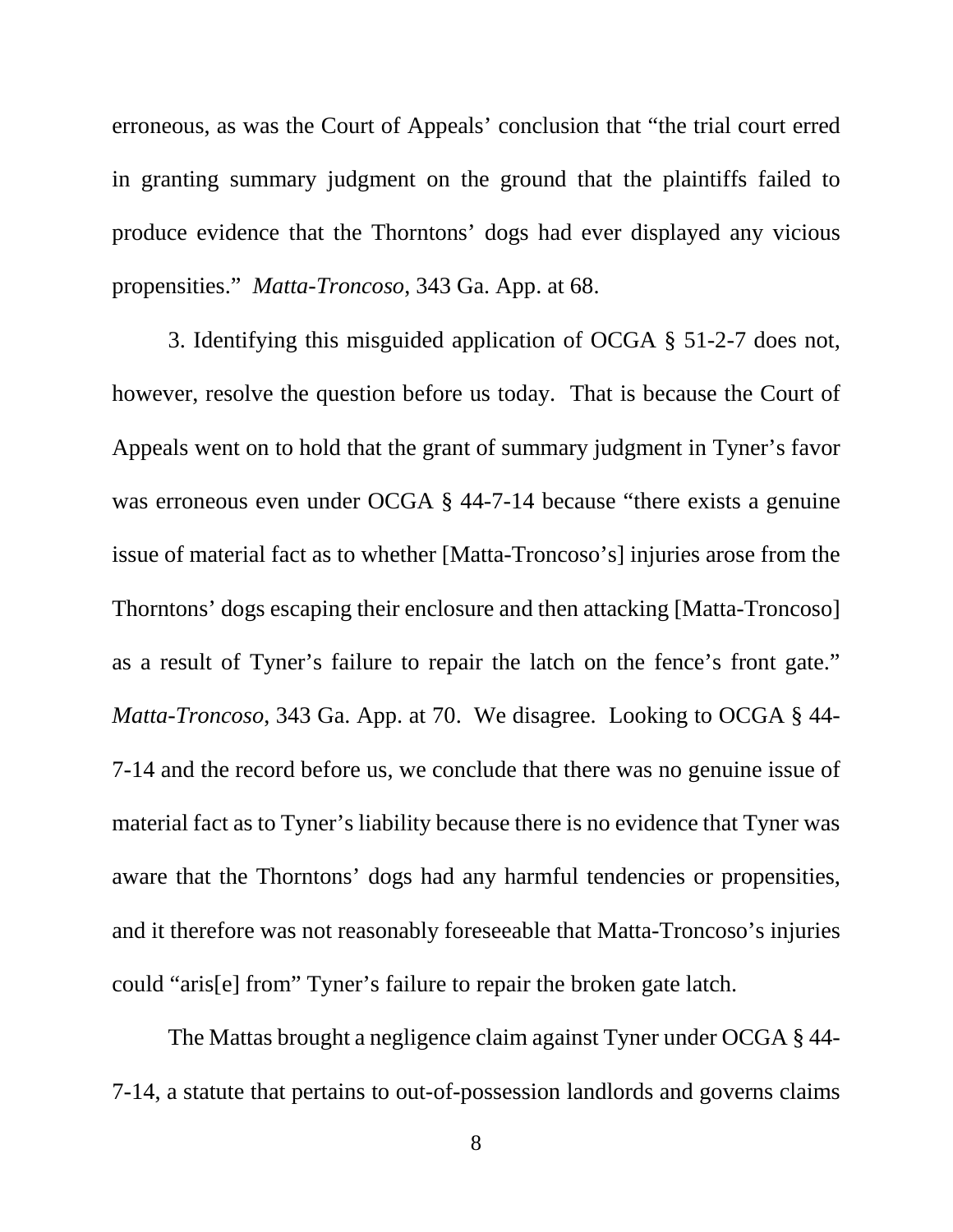erroneous, as was the Court of Appeals' conclusion that "the trial court erred in granting summary judgment on the ground that the plaintiffs failed to produce evidence that the Thorntons' dogs had ever displayed any vicious propensities." *Matta-Troncoso*, 343 Ga. App. at 68.

3. Identifying this misguided application of OCGA § 51-2-7 does not, however, resolve the question before us today. That is because the Court of Appeals went on to hold that the grant of summary judgment in Tyner's favor was erroneous even under OCGA § 44-7-14 because "there exists a genuine issue of material fact as to whether [Matta-Troncoso's] injuries arose from the Thorntons' dogs escaping their enclosure and then attacking [Matta-Troncoso] as a result of Tyner's failure to repair the latch on the fence's front gate." *Matta-Troncoso*, 343 Ga. App. at 70. We disagree. Looking to OCGA § 44-7-14 and the record before us, we conclude that there was no genuine issue of material fact as to Tyner's liability because there is no evidence that Tyner was aware that the Thorntons' dogs had any harmful tendencies or propensities, and it therefore was not reasonably foreseeable that Matta-Troncoso's injuries could "aris[e] from" Tyner's failure to repair the broken gate latch.

The Mattas brought a negligence claim against Tyner under OCGA § 44-7-14, a statute that pertains to out-of-possession landlords and governs claims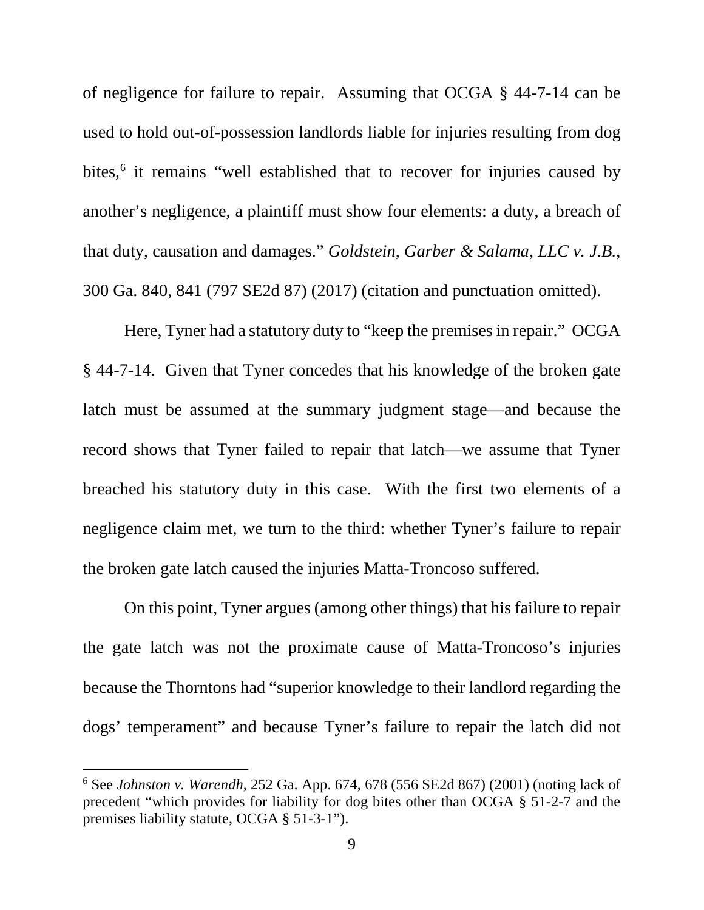of negligence for failure to repair. Assuming that OCGA § 44-7-14 can be used to hold out-of-possession landlords liable for injuries resulting from dog bites,[6] it remains "well established that to recover for injuries caused by another's negligence, a plaintiff must show four elements: a duty, a breach of that duty, causation and damages." *Goldstein, Garber & Salama, LLC v. J.B.*, 300 Ga. 840, 841 (797 SE2d 87) (2017) (citation and punctuation omitted).

Here, Tyner had a statutory duty to "keep the premises in repair." OCGA § 44-7-14. Given that Tyner concedes that his knowledge of the broken gate latch must be assumed at the summary judgment stage—and because the record shows that Tyner failed to repair that latch—we assume that Tyner breached his statutory duty in this case. With the first two elements of a negligence claim met, we turn to the third: whether Tyner's failure to repair the broken gate latch caused the injuries Matta-Troncoso suffered.

On this point, Tyner argues (among other things) that his failure to repair the gate latch was not the proximate cause of Matta-Troncoso's injuries because the Thorntons had "superior knowledge to their landlord regarding the dogs' temperament" and because Tyner's failure to repair the latch did not

---

[6] See *Johnston v. Warendh*, 252 Ga. App. 674, 678 (556 SE2d 867) (2001) (noting lack of precedent "which provides for liability for dog bites other than OCGA § 51-2-7 and the premises liability statute, OCGA § 51-3-1").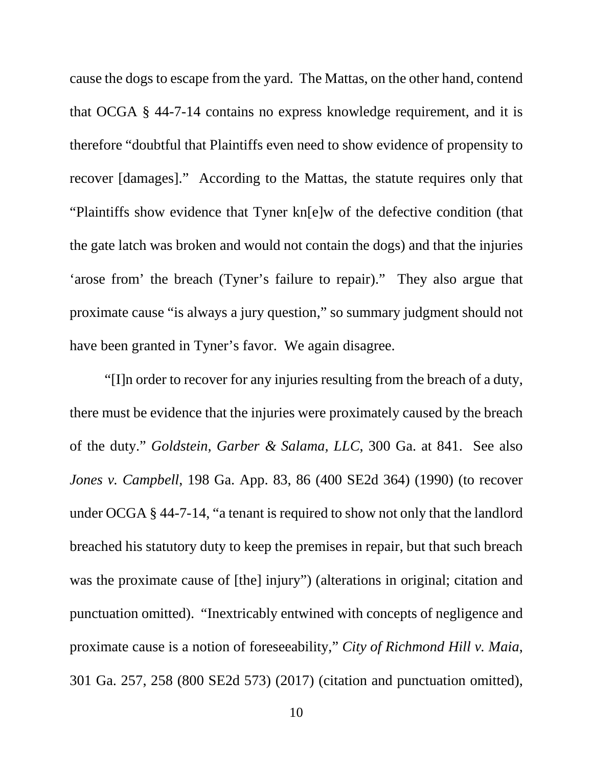cause the dogs to escape from the yard. The Mattas, on the other hand, contend that OCGA § 44-7-14 contains no express knowledge requirement, and it is therefore "doubtful that Plaintiffs even need to show evidence of propensity to recover [damages]." According to the Mattas, the statute requires only that "Plaintiffs show evidence that Tyner kn[e]w of the defective condition (that the gate latch was broken and would not contain the dogs) and that the injuries 'arose from' the breach (Tyner's failure to repair)." They also argue that proximate cause "is always a jury question," so summary judgment should not have been granted in Tyner's favor. We again disagree.

"[I]n order to recover for any injuries resulting from the breach of a duty, there must be evidence that the injuries were proximately caused by the breach of the duty." *Goldstein, Garber & Salama, LLC*, 300 Ga. at 841. See also *Jones v. Campbell*, 198 Ga. App. 83, 86 (400 SE2d 364) (1990) (to recover under OCGA § 44-7-14, "a tenant is required to show not only that the landlord breached his statutory duty to keep the premises in repair, but that such breach was the proximate cause of [the] injury") (alterations in original; citation and punctuation omitted). "Inextricably entwined with concepts of negligence and proximate cause is a notion of foreseeability," *City of Richmond Hill v. Maia*, 301 Ga. 257, 258 (800 SE2d 573) (2017) (citation and punctuation omitted),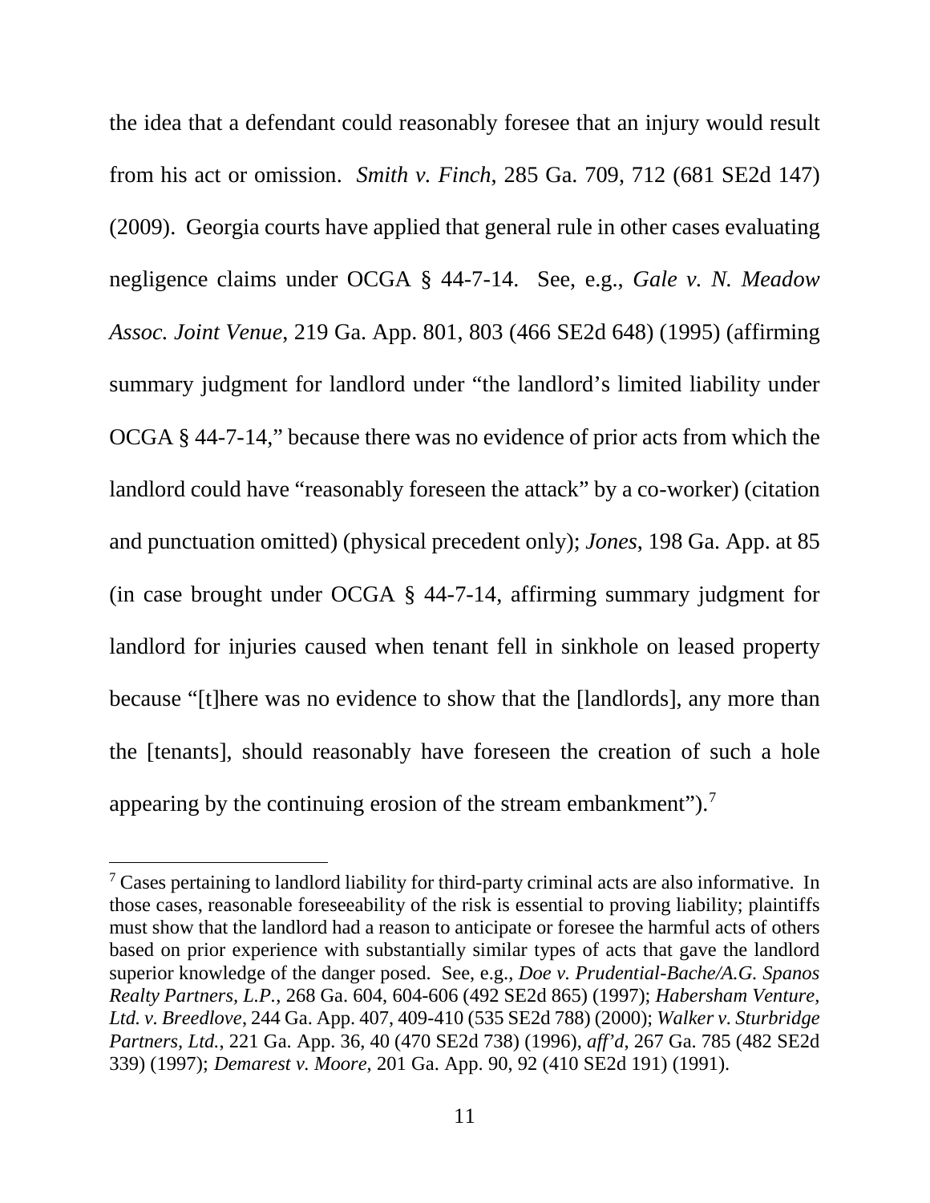the idea that a defendant could reasonably foresee that an injury would result from his act or omission. *Smith v. Finch*, 285 Ga. 709, 712 (681 SE2d 147) (2009). Georgia courts have applied that general rule in other cases evaluating negligence claims under OCGA § 44-7-14. See, e.g., *Gale v. N. Meadow Assoc. Joint Venue*, 219 Ga. App. 801, 803 (466 SE2d 648) (1995) (affirming summary judgment for landlord under "the landlord's limited liability under OCGA § 44-7-14," because there was no evidence of prior acts from which the landlord could have "reasonably foreseen the attack" by a co-worker) (citation and punctuation omitted) (physical precedent only); *Jones*, 198 Ga. App. at 85 (in case brought under OCGA § 44-7-14, affirming summary judgment for landlord for injuries caused when tenant fell in sinkhole on leased property because "[t]here was no evidence to show that the [landlords], any more than the [tenants], should reasonably have foreseen the creation of such a hole appearing by the continuing erosion of the stream embankment").[7]

[7] Cases pertaining to landlord liability for third-party criminal acts are also informative. In those cases, reasonable foreseeability of the risk is essential to proving liability; plaintiffs must show that the landlord had a reason to anticipate or foresee the harmful acts of others based on prior experience with substantially similar types of acts that gave the landlord superior knowledge of the danger posed. See, e.g., *Doe v. Prudential-Bache/A.G. Spanos Realty Partners, L.P.*, 268 Ga. 604, 604-606 (492 SE2d 865) (1997); *Habersham Venture, Ltd. v. Breedlove*, 244 Ga. App. 407, 409-410 (535 SE2d 788) (2000); *Walker v. Sturbridge Partners, Ltd.*, 221 Ga. App. 36, 40 (470 SE2d 738) (1996), *aff'd*, 267 Ga. 785 (482 SE2d 339) (1997); *Demarest v. Moore*, 201 Ga. App. 90, 92 (410 SE2d 191) (1991).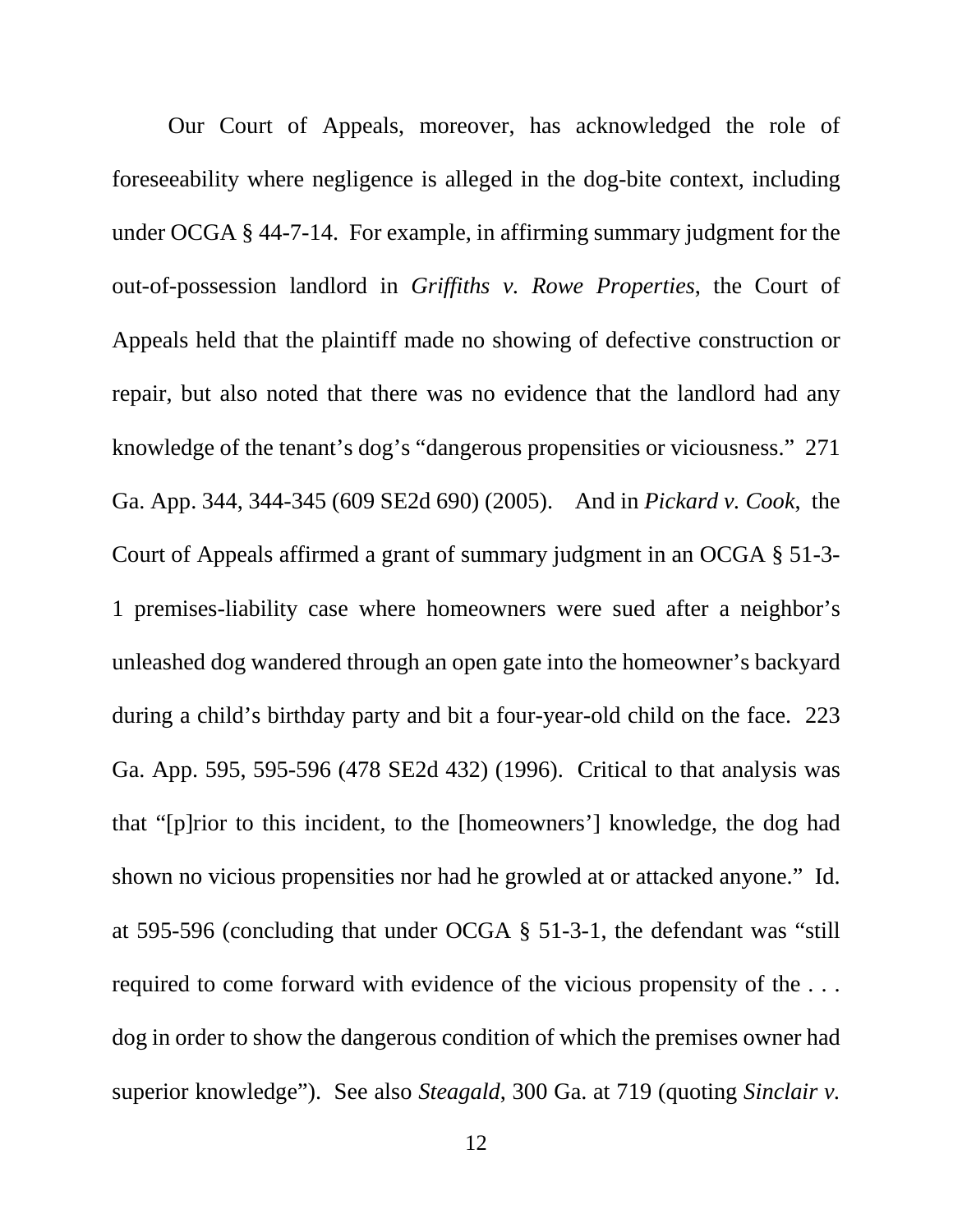Our Court of Appeals, moreover, has acknowledged the role of foreseeability where negligence is alleged in the dog-bite context, including under OCGA § 44-7-14. For example, in affirming summary judgment for the out-of-possession landlord in *Griffiths v. Rowe Properties*, the Court of Appeals held that the plaintiff made no showing of defective construction or repair, but also noted that there was no evidence that the landlord had any knowledge of the tenant's dog's "dangerous propensities or viciousness." 271 Ga. App. 344, 344-345 (609 SE2d 690) (2005). And in *Pickard v. Cook*, the Court of Appeals affirmed a grant of summary judgment in an OCGA § 51-3-1 premises-liability case where homeowners were sued after a neighbor's unleashed dog wandered through an open gate into the homeowner's backyard during a child's birthday party and bit a four-year-old child on the face. 223 Ga. App. 595, 595-596 (478 SE2d 432) (1996). Critical to that analysis was that "[p]rior to this incident, to the [homeowners'] knowledge, the dog had shown no vicious propensities nor had he growled at or attacked anyone." Id. at 595-596 (concluding that under OCGA § 51-3-1, the defendant was "still required to come forward with evidence of the vicious propensity of the . . . dog in order to show the dangerous condition of which the premises owner had superior knowledge"). See also *Steagald*, 300 Ga. at 719 (quoting *Sinclair v.*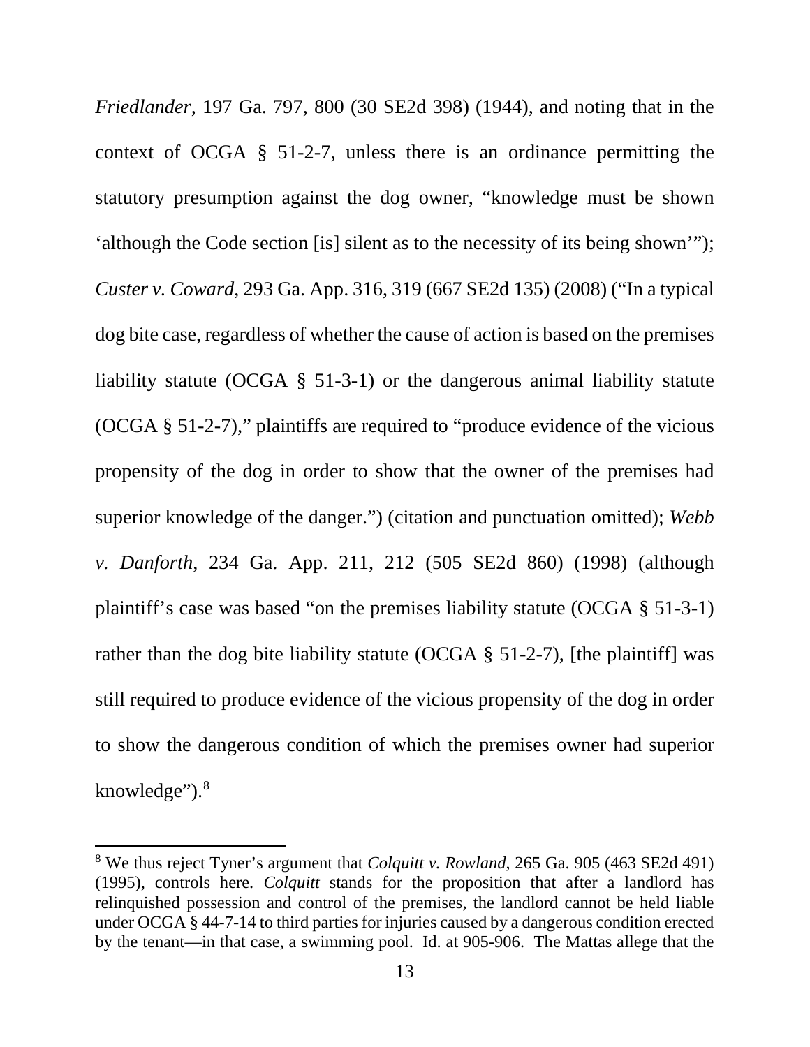*Friedlander*, 197 Ga. 797, 800 (30 SE2d 398) (1944), and noting that in the context of OCGA § 51-2-7, unless there is an ordinance permitting the statutory presumption against the dog owner, "knowledge must be shown 'although the Code section [is] silent as to the necessity of its being shown'"); *Custer v. Coward*, 293 Ga. App. 316, 319 (667 SE2d 135) (2008) ("In a typical dog bite case, regardless of whether the cause of action is based on the premises liability statute (OCGA § 51-3-1) or the dangerous animal liability statute (OCGA § 51-2-7)," plaintiffs are required to "produce evidence of the vicious propensity of the dog in order to show that the owner of the premises had superior knowledge of the danger.") (citation and punctuation omitted); *Webb v. Danforth*, 234 Ga. App. 211, 212 (505 SE2d 860) (1998) (although plaintiff's case was based "on the premises liability statute (OCGA § 51-3-1) rather than the dog bite liability statute (OCGA § 51-2-7), [the plaintiff] was still required to produce evidence of the vicious propensity of the dog in order to show the dangerous condition of which the premises owner had superior knowledge").[8]

---

[8] We thus reject Tyner's argument that *Colquitt v. Rowland*, 265 Ga. 905 (463 SE2d 491) (1995), controls here. *Colquitt* stands for the proposition that after a landlord has relinquished possession and control of the premises, the landlord cannot be held liable under OCGA § 44-7-14 to third parties for injuries caused by a dangerous condition erected by the tenant—in that case, a swimming pool. Id. at 905-906. The Mattas allege that the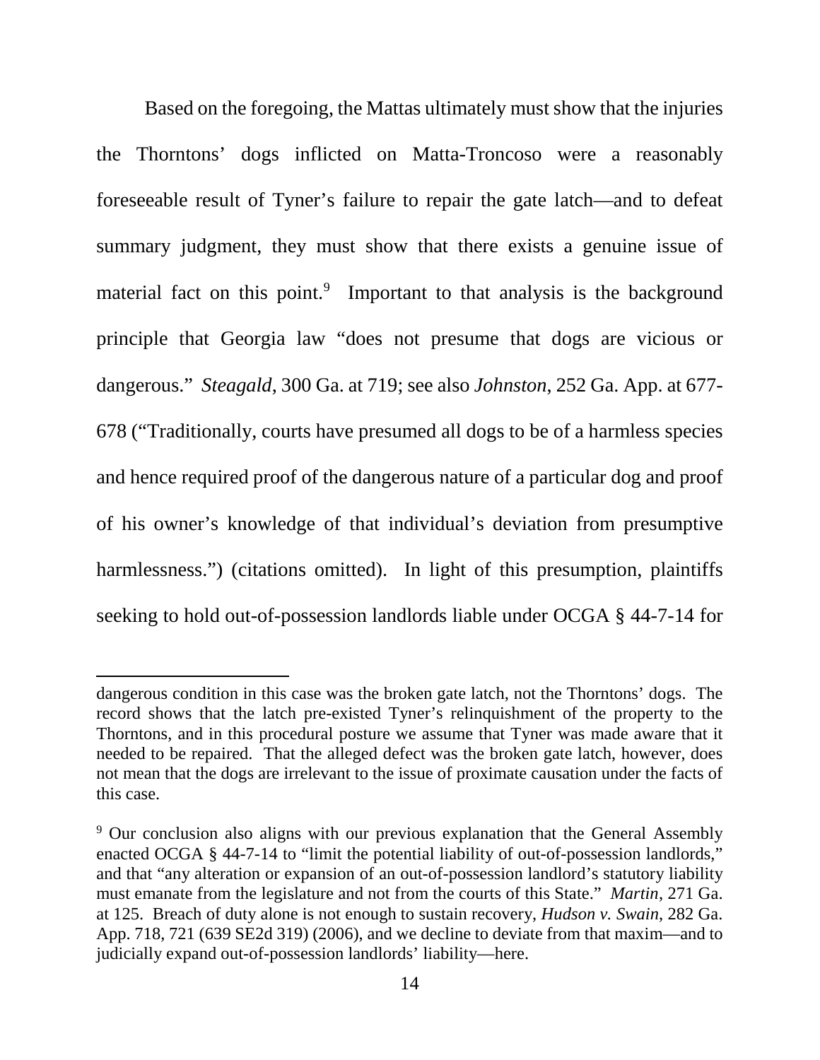Based on the foregoing, the Mattas ultimately must show that the injuries the Thorntons' dogs inflicted on Matta-Troncoso were a reasonably foreseeable result of Tyner's failure to repair the gate latch—and to defeat summary judgment, they must show that there exists a genuine issue of material fact on this point.[9] Important to that analysis is the background principle that Georgia law "does not presume that dogs are vicious or dangerous." *Steagald*, 300 Ga. at 719; see also *Johnston*, 252 Ga. App. at 677-678 ("Traditionally, courts have presumed all dogs to be of a harmless species and hence required proof of the dangerous nature of a particular dog and proof of his owner's knowledge of that individual's deviation from presumptive harmlessness.") (citations omitted). In light of this presumption, plaintiffs seeking to hold out-of-possession landlords liable under OCGA § 44-7-14 for

---

dangerous condition in this case was the broken gate latch, not the Thorntons' dogs. The record shows that the latch pre-existed Tyner's relinquishment of the property to the Thorntons, and in this procedural posture we assume that Tyner was made aware that it needed to be repaired. That the alleged defect was the broken gate latch, however, does not mean that the dogs are irrelevant to the issue of proximate causation under the facts of this case.

[9] Our conclusion also aligns with our previous explanation that the General Assembly enacted OCGA § 44-7-14 to "limit the potential liability of out-of-possession landlords," and that "any alteration or expansion of an out-of-possession landlord's statutory liability must emanate from the legislature and not from the courts of this State." *Martin*, 271 Ga. at 125. Breach of duty alone is not enough to sustain recovery, *Hudson v. Swain*, 282 Ga. App. 718, 721 (639 SE2d 319) (2006), and we decline to deviate from that maxim—and to judicially expand out-of-possession landlords' liability—here.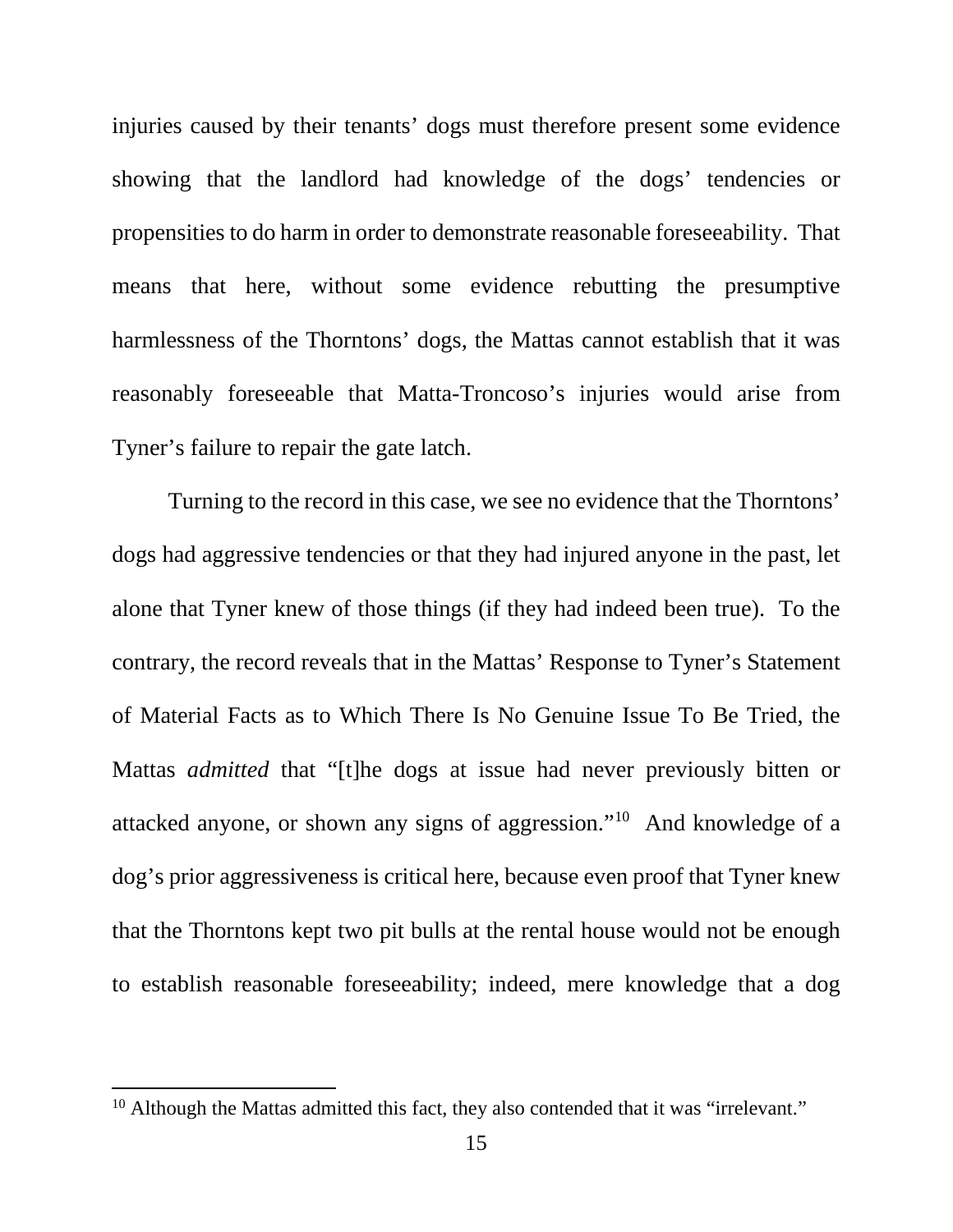injuries caused by their tenants' dogs must therefore present some evidence showing that the landlord had knowledge of the dogs' tendencies or propensities to do harm in order to demonstrate reasonable foreseeability. That means that here, without some evidence rebutting the presumptive harmlessness of the Thorntons' dogs, the Mattas cannot establish that it was reasonably foreseeable that Matta-Troncoso's injuries would arise from Tyner's failure to repair the gate latch.

Turning to the record in this case, we see no evidence that the Thorntons' dogs had aggressive tendencies or that they had injured anyone in the past, let alone that Tyner knew of those things (if they had indeed been true). To the contrary, the record reveals that in the Mattas' Response to Tyner's Statement of Material Facts as to Which There Is No Genuine Issue To Be Tried, the Mattas *admitted* that "[t]he dogs at issue had never previously bitten or attacked anyone, or shown any signs of aggression."[10] And knowledge of a dog's prior aggressiveness is critical here, because even proof that Tyner knew that the Thorntons kept two pit bulls at the rental house would not be enough to establish reasonable foreseeability; indeed, mere knowledge that a dog

---

[10] Although the Mattas admitted this fact, they also contended that it was "irrelevant."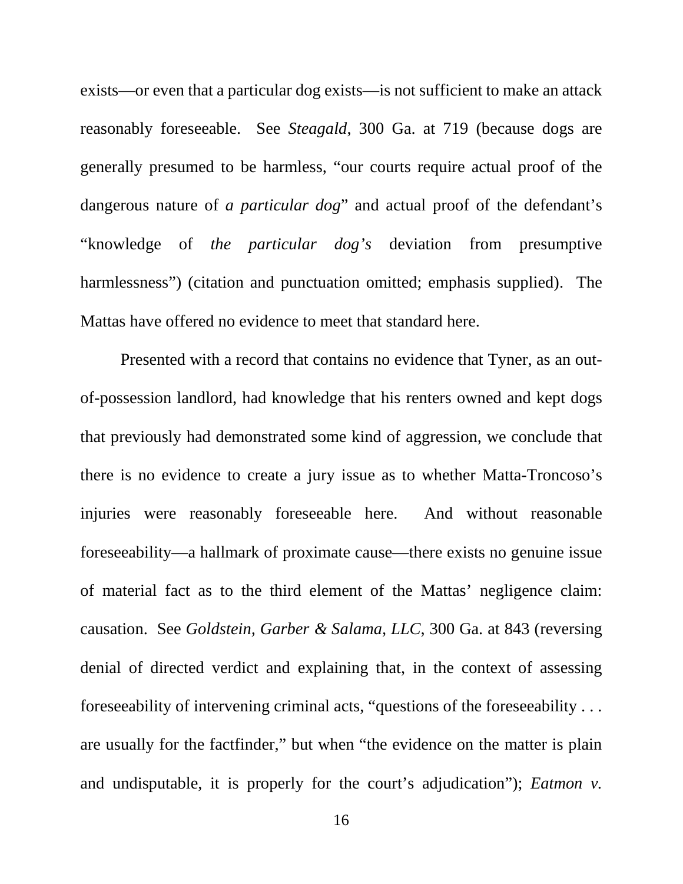exists—or even that a particular dog exists—is not sufficient to make an attack reasonably foreseeable. See *Steagald*, 300 Ga. at 719 (because dogs are generally presumed to be harmless, "our courts require actual proof of the dangerous nature of *a particular dog*" and actual proof of the defendant's "knowledge of *the particular dog's* deviation from presumptive harmlessness") (citation and punctuation omitted; emphasis supplied). The Mattas have offered no evidence to meet that standard here.

Presented with a record that contains no evidence that Tyner, as an out-of-possession landlord, had knowledge that his renters owned and kept dogs that previously had demonstrated some kind of aggression, we conclude that there is no evidence to create a jury issue as to whether Matta-Troncoso's injuries were reasonably foreseeable here. And without reasonable foreseeability—a hallmark of proximate cause—there exists no genuine issue of material fact as to the third element of the Mattas' negligence claim: causation. See *Goldstein, Garber & Salama, LLC*, 300 Ga. at 843 (reversing denial of directed verdict and explaining that, in the context of assessing foreseeability of intervening criminal acts, "questions of the foreseeability . . . are usually for the factfinder," but when "the evidence on the matter is plain and undisputable, it is properly for the court's adjudication"); *Eatmon v.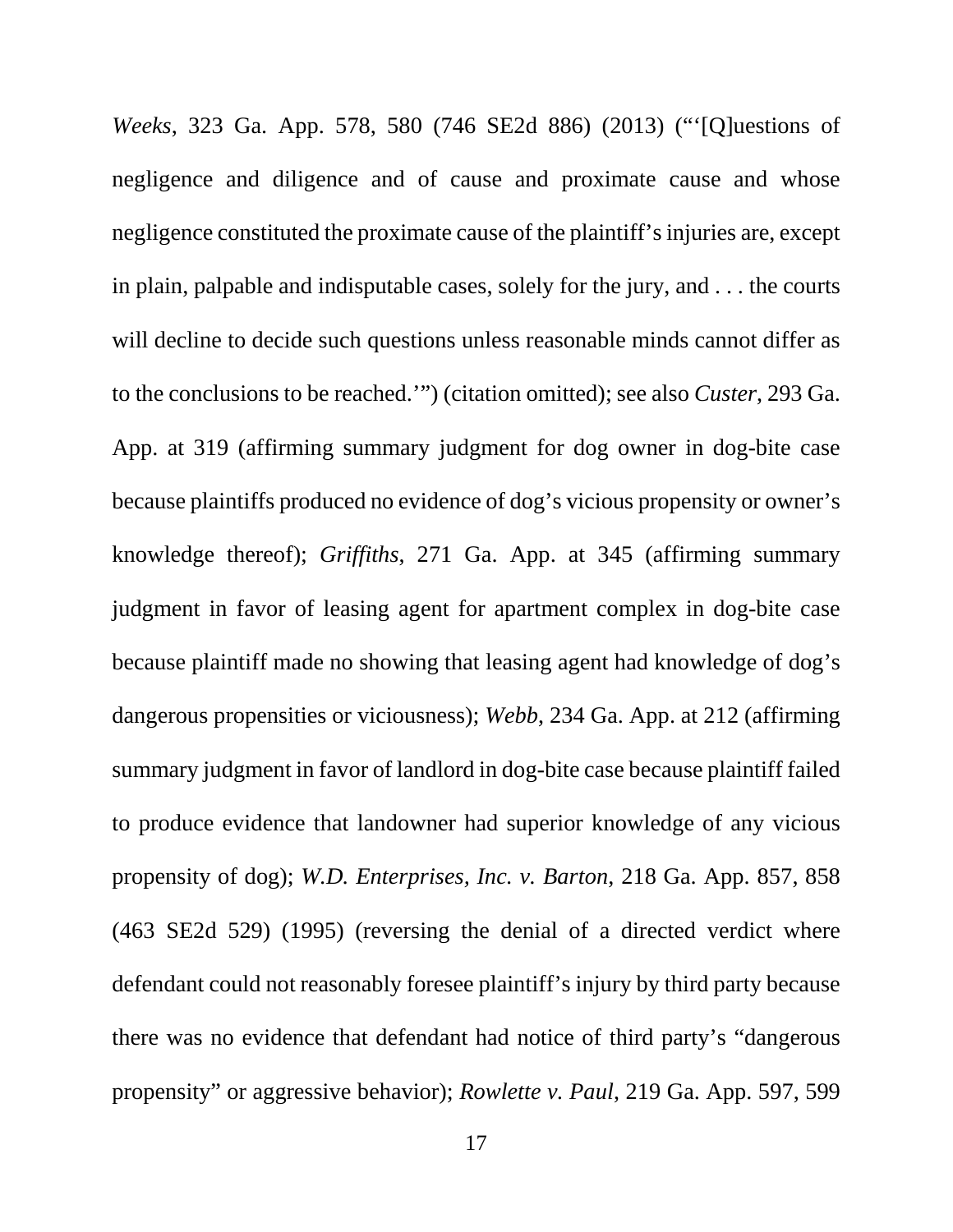*Weeks*, 323 Ga. App. 578, 580 (746 SE2d 886) (2013) ("'[Q]uestions of negligence and diligence and of cause and proximate cause and whose negligence constituted the proximate cause of the plaintiff's injuries are, except in plain, palpable and indisputable cases, solely for the jury, and . . . the courts will decline to decide such questions unless reasonable minds cannot differ as to the conclusions to be reached.'") (citation omitted); see also *Custer*, 293 Ga. App. at 319 (affirming summary judgment for dog owner in dog-bite case because plaintiffs produced no evidence of dog's vicious propensity or owner's knowledge thereof); *Griffiths*, 271 Ga. App. at 345 (affirming summary judgment in favor of leasing agent for apartment complex in dog-bite case because plaintiff made no showing that leasing agent had knowledge of dog's dangerous propensities or viciousness); *Webb*, 234 Ga. App. at 212 (affirming summary judgment in favor of landlord in dog-bite case because plaintiff failed to produce evidence that landowner had superior knowledge of any vicious propensity of dog); *W.D. Enterprises, Inc. v. Barton*, 218 Ga. App. 857, 858 (463 SE2d 529) (1995) (reversing the denial of a directed verdict where defendant could not reasonably foresee plaintiff's injury by third party because there was no evidence that defendant had notice of third party's "dangerous propensity" or aggressive behavior); *Rowlette v. Paul*, 219 Ga. App. 597, 599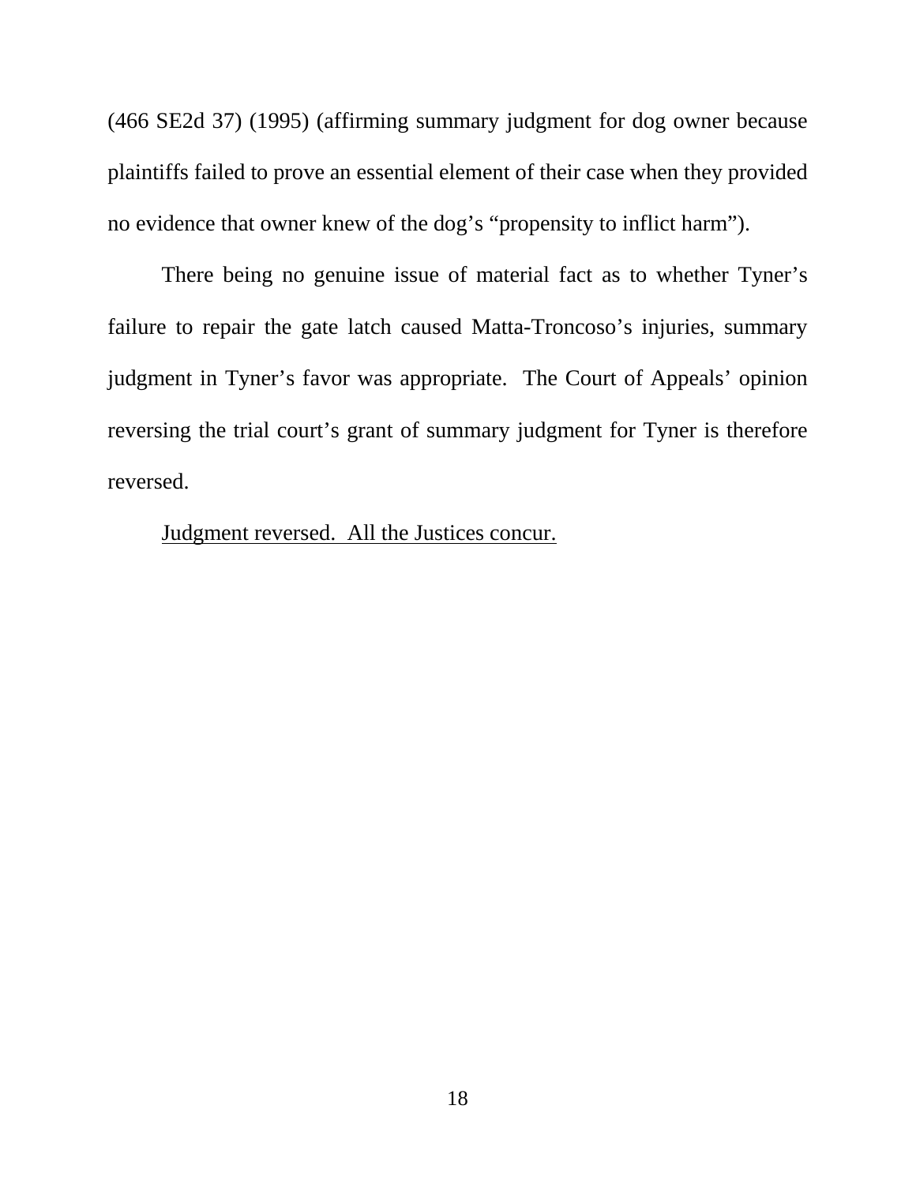(466 SE2d 37) (1995) (affirming summary judgment for dog owner because plaintiffs failed to prove an essential element of their case when they provided no evidence that owner knew of the dog's "propensity to inflict harm").

There being no genuine issue of material fact as to whether Tyner's failure to repair the gate latch caused Matta-Troncoso's injuries, summary judgment in Tyner's favor was appropriate. The Court of Appeals' opinion reversing the trial court's grant of summary judgment for Tyner is therefore reversed.

Judgment reversed. All the Justices concur.